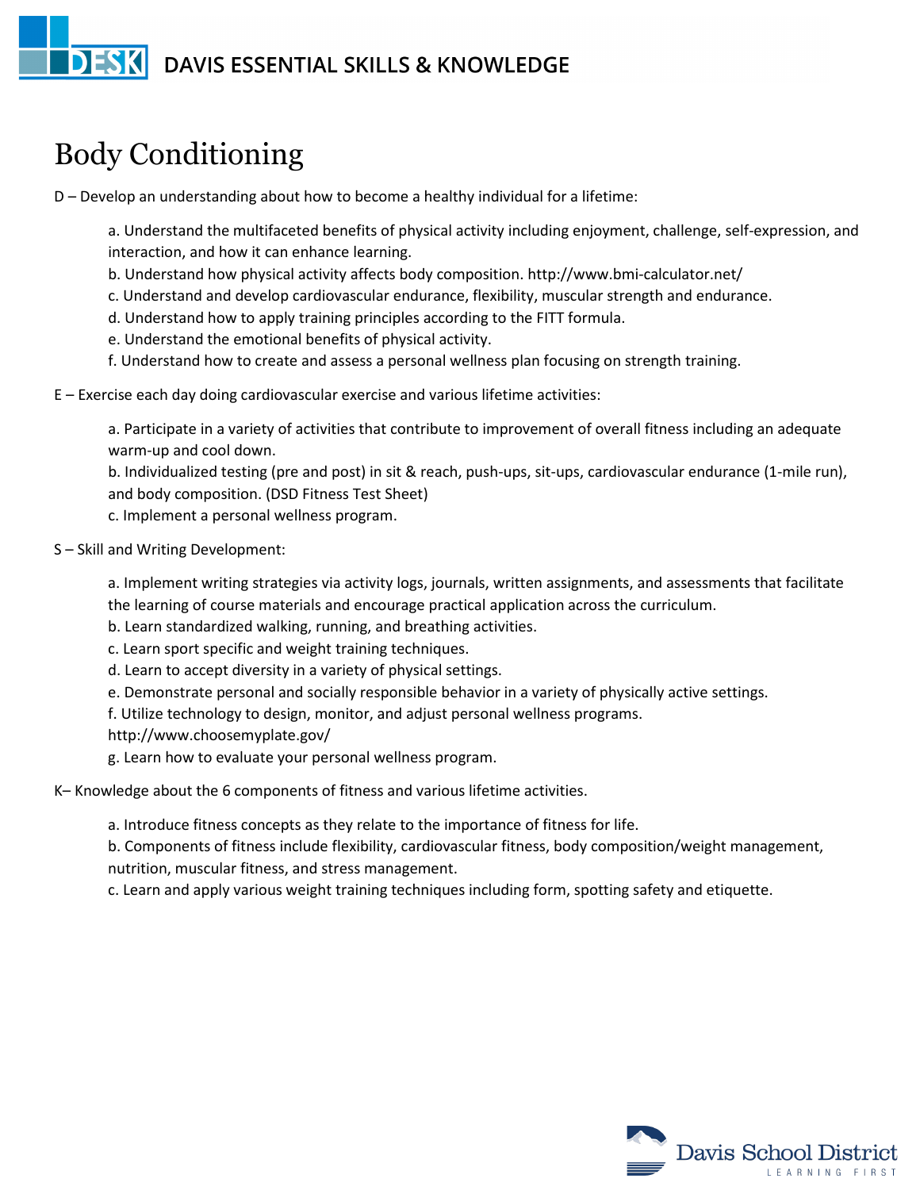# Body Conditioning

D – Develop an understanding about how to become a healthy individual for a lifetime:

a. Understand the multifaceted benefits of physical activity including enjoyment, challenge, self-expression, and interaction, and how it can enhance learning.
b. Understand how physical activity affects body composition. http://www.bmi-calculator.net/
c. Understand and develop cardiovascular endurance, flexibility, muscular strength and endurance.
d. Understand how to apply training principles according to the FITT formula.
e. Understand the emotional benefits of physical activity.
f. Understand how to create and assess a personal wellness plan focusing on strength training.

E – Exercise each day doing cardiovascular exercise and various lifetime activities:

a. Participate in a variety of activities that contribute to improvement of overall fitness including an adequate warm-up and cool down.
b. Individualized testing (pre and post) in sit & reach, push-ups, sit-ups, cardiovascular endurance (1-mile run), and body composition. (DSD Fitness Test Sheet)
c. Implement a personal wellness program.

S – Skill and Writing Development:

a. Implement writing strategies via activity logs, journals, written assignments, and assessments that facilitate the learning of course materials and encourage practical application across the curriculum.
b. Learn standardized walking, running, and breathing activities.
c. Learn sport specific and weight training techniques.
d. Learn to accept diversity in a variety of physical settings.
e. Demonstrate personal and socially responsible behavior in a variety of physically active settings.
f. Utilize technology to design, monitor, and adjust personal wellness programs.
http://www.choosemyplate.gov/
g. Learn how to evaluate your personal wellness program.

K– Knowledge about the 6 components of fitness and various lifetime activities.

a. Introduce fitness concepts as they relate to the importance of fitness for life.
b. Components of fitness include flexibility, cardiovascular fitness, body composition/weight management, nutrition, muscular fitness, and stress management.
c. Learn and apply various weight training techniques including form, spotting safety and etiquette.